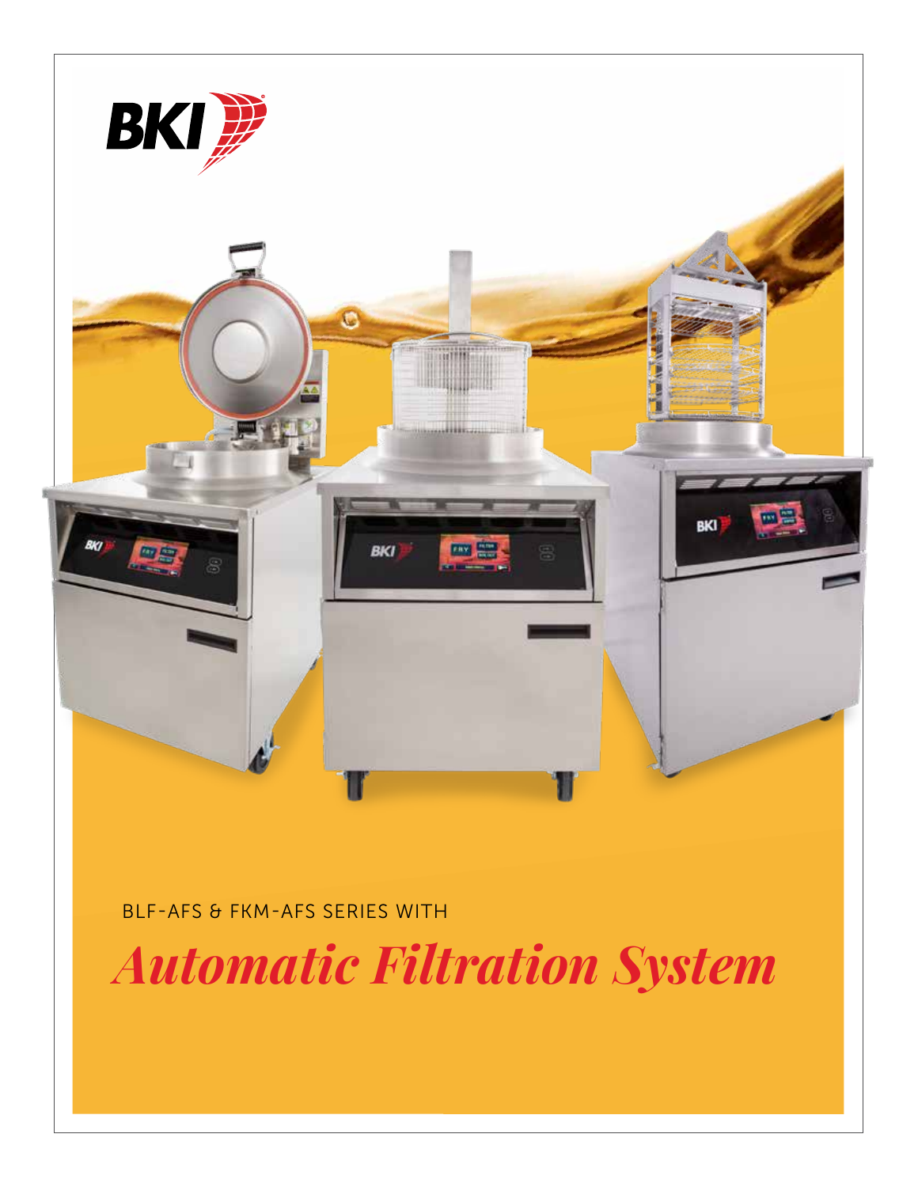BKI

BLF-AFS & FKM-AFS SERIES WITH

# *Automatic Filtration System*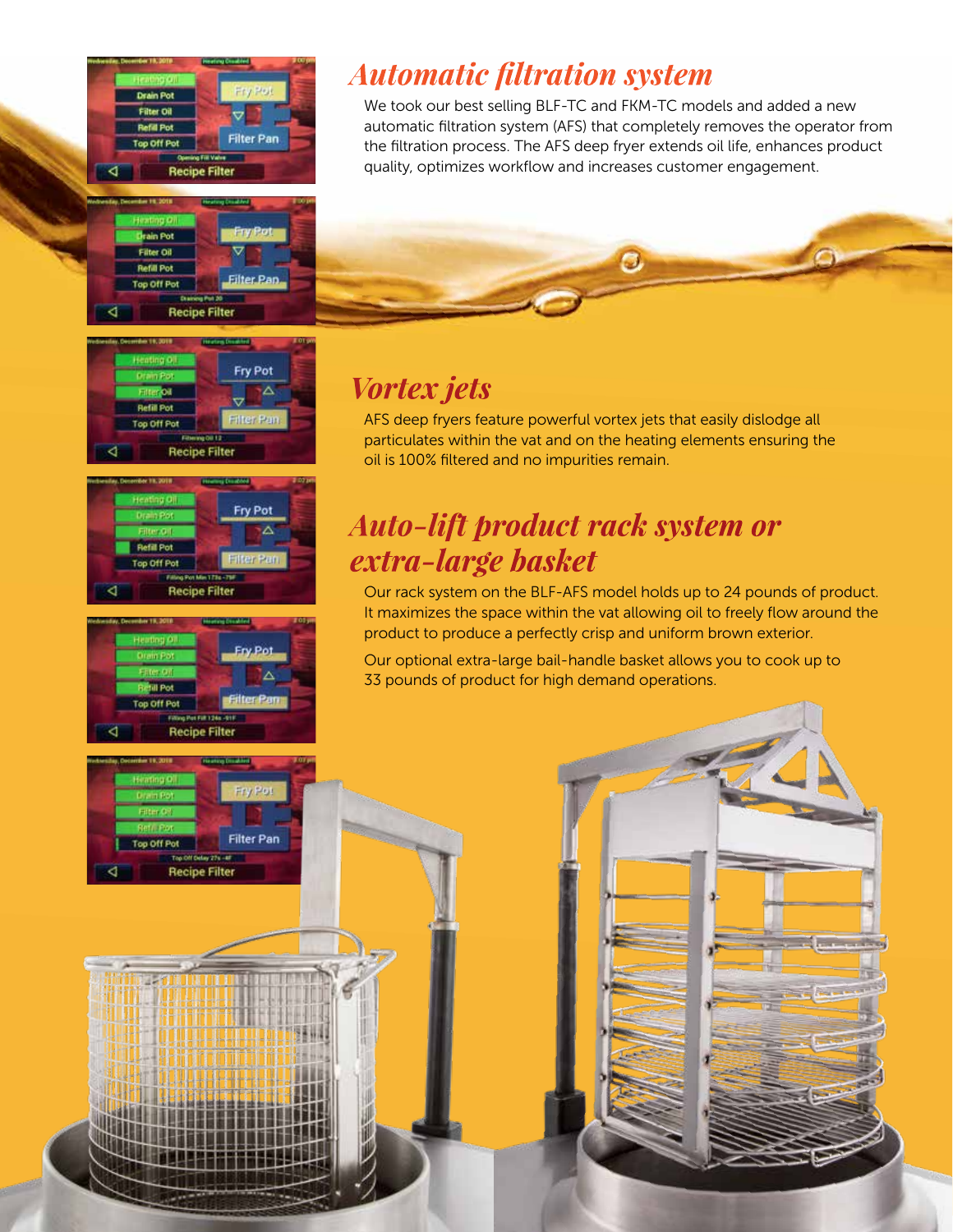## Automatic filtration system

We took our best selling BLF-TC and FKM-TC models and added a new automatic filtration system (AFS) that completely removes the operator from the filtration process. The AFS deep fryer extends oil life, enhances product quality, optimizes workflow and increases customer engagement.

## Vortex jets

AFS deep fryers feature powerful vortex jets that easily dislodge all particulates within the vat and on the heating elements ensuring the oil is 100% filtered and no impurities remain.

## Auto-lift product rack system or extra-large basket

Our rack system on the BLF-AFS model holds up to 24 pounds of product. It maximizes the space within the vat allowing oil to freely flow around the product to produce a perfectly crisp and uniform brown exterior.

Our optional extra-large bail-handle basket allows you to cook up to 33 pounds of product for high demand operations.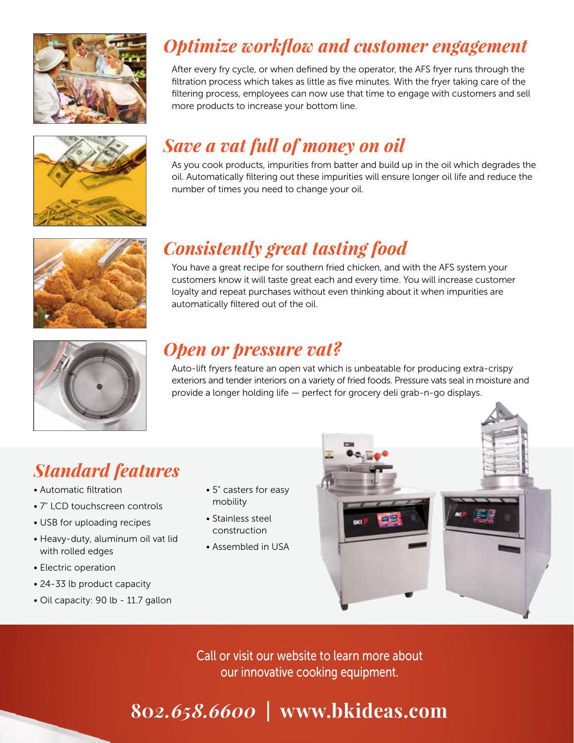## *Optimize workflow and customer engagement*

After every fry cycle, or when defined by the operator, the AFS fryer runs through the filtration process which takes as little as five minutes. With the fryer taking care of the filtering process, employees can now use that time to engage with customers and sell more products to increase your bottom line.

## *Save a vat full of money on oil*

As you cook products, impurities from batter and build up in the oil which degrades the oil. Automatically filtering out these impurities will ensure longer oil life and reduce the number of times you need to change your oil.

## *Consistently great tasting food*

You have a great recipe for southern fried chicken, and with the AFS system your customers know it will taste great each and every time. You will increase customer loyalty and repeat purchases without even thinking about it when impurities are automatically filtered out of the oil.

## *Open or pressure vat?*

Auto-lift fryers feature an open vat which is unbeatable for producing extra-crispy exteriors and tender interiors on a variety of fried foods. Pressure vats seal in moisture and provide a longer holding life — perfect for grocery deli grab-n-go displays.

## *Standard features*

- Automatic filtration
- 7" LCD touchscreen controls
- USB for uploading recipes
- Heavy-duty, aluminum oil vat lid with rolled edges
- Electric operation
- 24-33 lb product capacity
- Oil capacity: 90 lb - 11.7 gallon
- 5" casters for easy mobility
- Stainless steel construction
- Assembled in USA

Call or visit our website to learn more about our innovative cooking equipment.

**802.658.6600 | www.bkideas.com**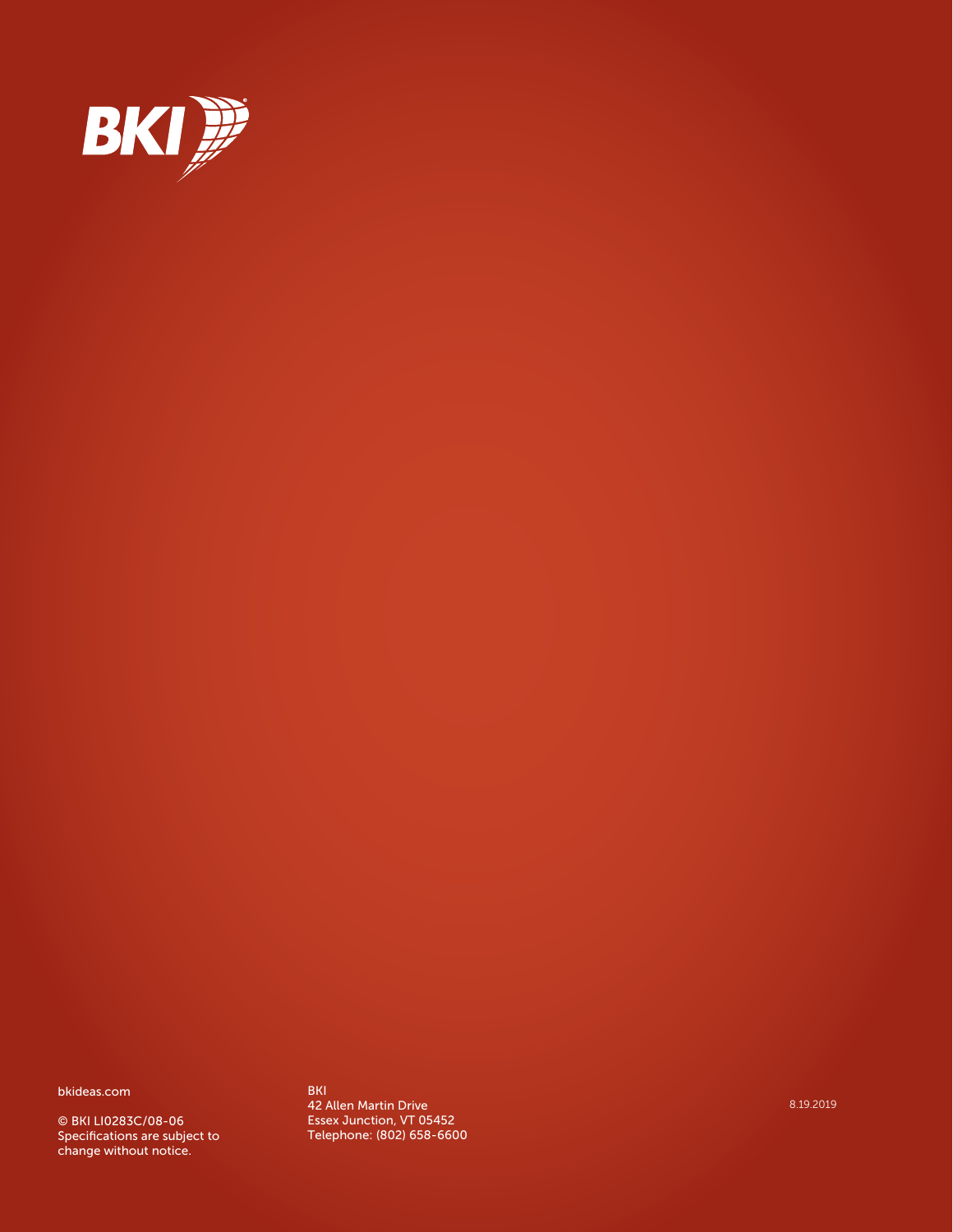BKI

bkideas.com

© BKI LI0283C/08-06
Specifications are subject to change without notice.

BKI
42 Allen Martin Drive
Essex Junction, VT 05452
Telephone: (802) 658-6600

8.19.2019